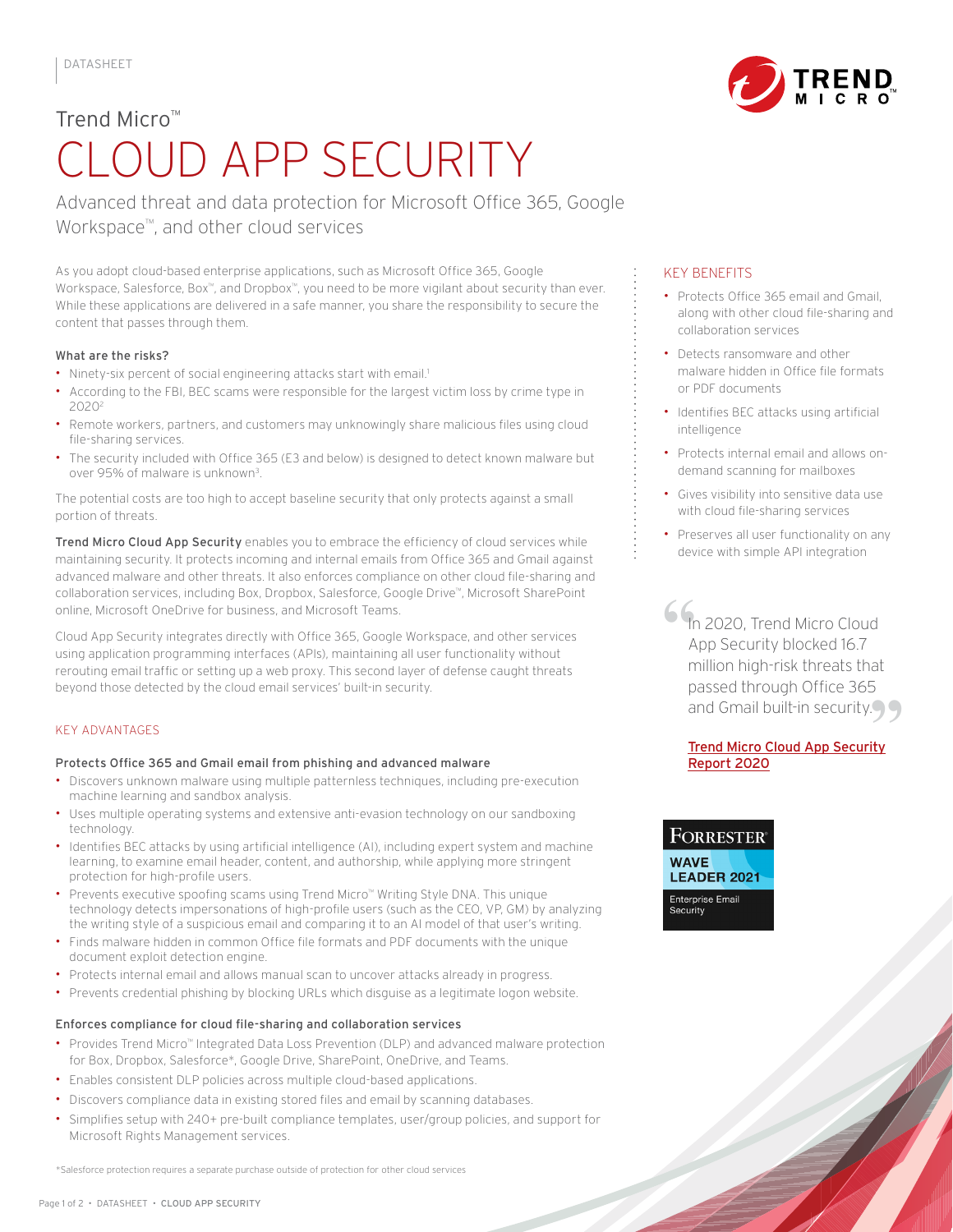DATASHEET

Trend Micro™

# CLOUD APP SECURITY

Advanced threat and data protection for Microsoft Office 365, Google Workspace™, and other cloud services

As you adopt cloud-based enterprise applications, such as Microsoft Office 365, Google Workspace, Salesforce, Box™, and Dropbox™, you need to be more vigilant about security than ever. While these applications are delivered in a safe manner, you share the responsibility to secure the content that passes through them.

### What are the risks?

- Ninety-six percent of social engineering attacks start with email.[1]
- According to the FBI, BEC scams were responsible for the largest victim loss by crime type in 2020[2]
- Remote workers, partners, and customers may unknowingly share malicious files using cloud file-sharing services.
- The security included with Office 365 (E3 and below) is designed to detect known malware but over 95% of malware is unknown[3].

The potential costs are too high to accept baseline security that only protects against a small portion of threats.

**Trend Micro Cloud App Security** enables you to embrace the efficiency of cloud services while maintaining security. It protects incoming and internal emails from Office 365 and Gmail against advanced malware and other threats. It also enforces compliance on other cloud file-sharing and collaboration services, including Box, Dropbox, Salesforce, Google Drive™, Microsoft SharePoint online, Microsoft OneDrive for business, and Microsoft Teams.

Cloud App Security integrates directly with Office 365, Google Workspace, and other services using application programming interfaces (APIs), maintaining all user functionality without rerouting email traffic or setting up a web proxy. This second layer of defense caught threats beyond those detected by the cloud email services' built-in security.

## KEY ADVANTAGES

### Protects Office 365 and Gmail email from phishing and advanced malware

- Discovers unknown malware using multiple patternless techniques, including pre-execution machine learning and sandbox analysis.
- Uses multiple operating systems and extensive anti-evasion technology on our sandboxing technology.
- Identifies BEC attacks by using artificial intelligence (AI), including expert system and machine learning, to examine email header, content, and authorship, while applying more stringent protection for high-profile users.
- Prevents executive spoofing scams using Trend Micro™ Writing Style DNA. This unique technology detects impersonations of high-profile users (such as the CEO, VP, GM) by analyzing the writing style of a suspicious email and comparing it to an AI model of that user's writing.
- Finds malware hidden in common Office file formats and PDF documents with the unique document exploit detection engine.
- Protects internal email and allows manual scan to uncover attacks already in progress.
- Prevents credential phishing by blocking URLs which disguise as a legitimate logon website.

### Enforces compliance for cloud file-sharing and collaboration services

- Provides Trend Micro™ Integrated Data Loss Prevention (DLP) and advanced malware protection for Box, Dropbox, Salesforce*, Google Drive, SharePoint, OneDrive, and Teams.
- Enables consistent DLP policies across multiple cloud-based applications.
- Discovers compliance data in existing stored files and email by scanning databases.
- Simplifies setup with 240+ pre-built compliance templates, user/group policies, and support for Microsoft Rights Management services.

*Salesforce protection requires a separate purchase outside of protection for other cloud services

## KEY BENEFITS

- Protects Office 365 email and Gmail, along with other cloud file-sharing and collaboration services
- Detects ransomware and other malware hidden in Office file formats or PDF documents
- Identifies BEC attacks using artificial intelligence
- Protects internal email and allows on-demand scanning for mailboxes
- Gives visibility into sensitive data use with cloud file-sharing services
- Preserves all user functionality on any device with simple API integration

"In 2020, Trend Micro Cloud App Security blocked 16.7 million high-risk threats that passed through Office 365 and Gmail built-in security."

Trend Micro Cloud App Security Report 2020

FORRESTER®
WAVE LEADER 2021
Enterprise Email Security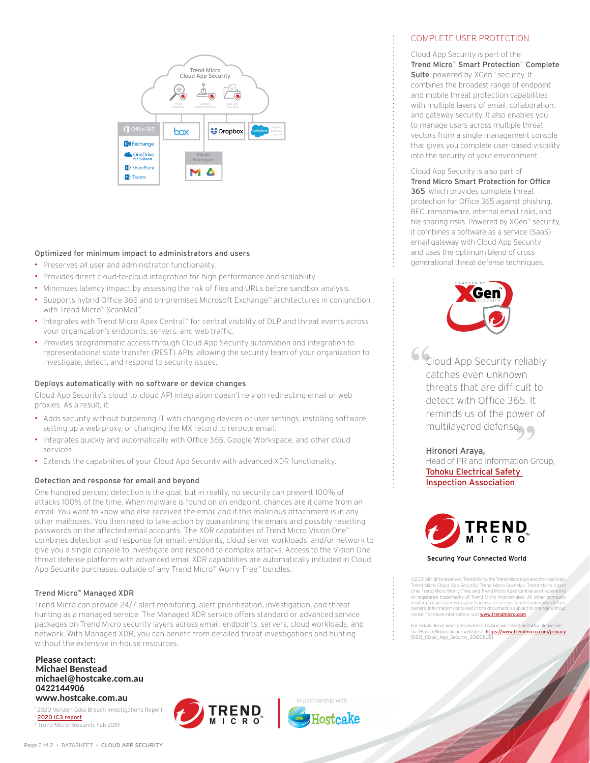Trend Micro Cloud App Security

Threat Scanning · Sandbox Malware Analysis · Data Loss Prevention

Office 365: Exchange, OneDrive for Business, SharePoint, Teams

box

Dropbox

salesforce (Separate purchase required)

Google Workspace

### Optimized for minimum impact to administrators and users

- Preserves all user and administrator functionality.
- Provides direct cloud-to-cloud integration for high performance and scalability.
- Minimizes latency impact by assessing the risk of files and URLs before sandbox analysis.
- Supports hybrid Office 365 and on-premises Microsoft Exchange™ architectures in conjunction with Trend Micro™ ScanMail™.
- Integrates with Trend Micro Apex Central™ for central visibility of DLP and threat events across your organization's endpoints, servers, and web traffic.
- Provides programmatic access through Cloud App Security automation and integration to representational state transfer (REST) APIs, allowing the security team of your organization to investigate, detect, and respond to security issues.

### Deploys automatically with no software or device changes

Cloud App Security's cloud-to-cloud API integration doesn't rely on redirecting email or web proxies. As a result, it:

- Adds security without burdening IT with changing devices or user settings, installing software, setting up a web proxy, or changing the MX record to reroute email.
- Integrates quickly and automatically with Office 365, Google Workspace, and other cloud services.
- Extends the capabilities of your Cloud App Security with advanced XDR functionality.

### Detection and response for email and beyond

One hundred percent detection is the goal, but in reality, no security can prevent 100% of attacks 100% of the time. When malware is found on an endpoint, chances are it came from an email. You want to know who else received the email and if this malicious attachment is in any other mailboxes. You then need to take action by quarantining the emails and possibly resetting passwords on the affected email accounts. The XDR capabilities of Trend Micro Vision One™ combines detection and response for email, endpoints, cloud server workloads, and/or network to give you a single console to investigate and respond to complex attacks. Access to the Vision One threat defense platform with advanced email XDR capabilities are automatically included in Cloud App Security purchases, outside of any Trend Micro™ Worry-Free™ bundles.

### Trend Micro™ Managed XDR

Trend Micro can provide 24/7 alert monitoring, alert prioritization, investigation, and threat hunting as a managed service. The Managed XDR service offers standard or advanced service packages on Trend Micro security layers across email, endpoints, servers, cloud workloads, and network. With Managed XDR, you can benefit from detailed threat investigations and hunting without the extensive in-house resources.

**Please contact:**
**Michael Benstead**
**michael@hostcake.com.au**
**0422144906**
**www.hostcake.com.au**

[1] 2020 Verizon Data Breach Investigations Report
[2] 2020 IC3 report
[3] Trend Micro Research, Feb 2019

In partnership with Hostcake

## COMPLETE USER PROTECTION

Cloud App Security is part of the **Trend Micro™ Smart Protection™ Complete Suite**, powered by XGen™ security. It combines the broadest range of endpoint and mobile threat protection capabilities with multiple layers of email, collaboration, and gateway security. It also enables you to manage users across multiple threat vectors from a single management console that gives you complete user-based visibility into the security of your environment.

Cloud App Security is also part of **Trend Micro Smart Protection for Office 365**, which provides complete threat protection for Office 365 against phishing, BEC, ransomware, internal email risks, and file sharing risks. Powered by XGen™ security, it combines a software as a service (SaaS) email gateway with Cloud App Security and uses the optimum blend of cross-generational threat defense techniques.

POWERED BY XGen SECURITY

> "Cloud App Security reliably catches even unknown threats that are difficult to detect with Office 365. It reminds us of the power of multilayered defense."

**Hironori Araya,**
Head of PR and Information Group,
Tohoku Electrical Safety Inspection Association

TREND MICRO™

**Securing Your Connected World**

©2021 All rights reserved. Trend Micro, the Trend Micro logo and the t-ball logo, Trend Micro Cloud App Security, Trend Micro ScanMail, Trend Micro Vision One, Trend Micro Worry-Free, and Trend Micro Apex Central are trademarks or registered trademarks of Trend Micro Incorporated. All other company and/or product names may be trademarks or registered trademarks of their owners. Information contained in this document is subject to change without notice. For more information, visit www.trendmicro.com

For details about what personal information we collect and why, please see our Privacy Notice on our website at: https://www.trendmicro.com/privacy [DS13_Cloud_App_Security_201208US]